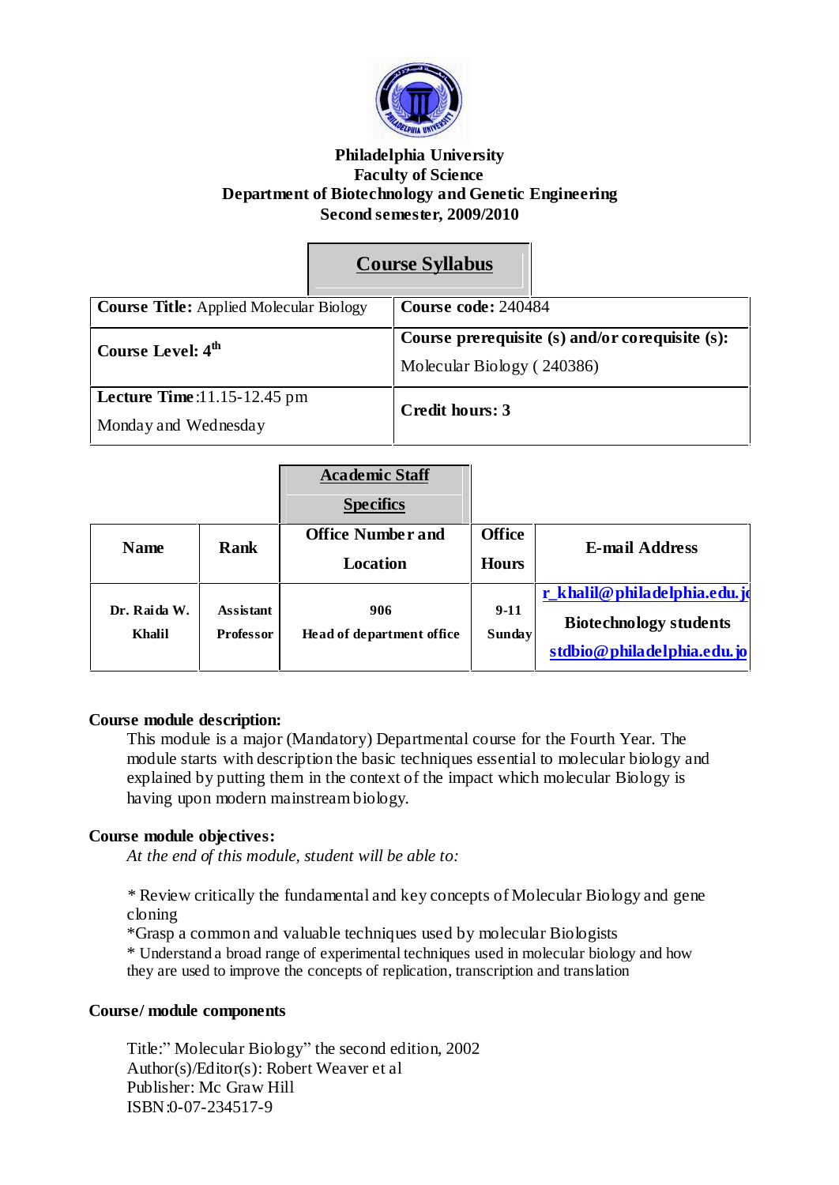**Philadelphia University**
**Faculty of Science**
**Department of Biotechnology and Genetic Engineering**
**Second semester, 2009/2010**

## Course Syllabus

| **Course Title:** Applied Molecular Biology | **Course code:** 240484 |
|---|---|
| **Course Level: 4th** | **Course prerequisite (s) and/or corequisite (s):** Molecular Biology ( 240386) |
| **Lecture Time**:11.15-12.45 pm Monday and Wednesday | **Credit hours: 3** |

### Academic Staff Specifics

| Name | Rank | Office Number and Location | Office Hours | E-mail Address |
|---|---|---|---|---|
| Dr. Raida W. Khalil | Assistant Professor | 906 Head of department office | 9-11 Sunday | r_khalil@philadelphia.edu.jo **Biotechnology students** stdbio@philadelphia.edu.jo |

**Course module description:**

This module is a major (Mandatory) Departmental course for the Fourth Year. The module starts with description the basic techniques essential to molecular biology and explained by putting them in the context of the impact which molecular Biology is having upon modern mainstream biology.

**Course module objectives:**

*At the end of this module, student will be able to:*

* Review critically the fundamental and key concepts of Molecular Biology and gene cloning
*Grasp a common and valuable techniques used by molecular Biologists
* Understand a broad range of experimental techniques used in molecular biology and how they are used to improve the concepts of replication, transcription and translation

**Course/ module components**

Title:" Molecular Biology" the second edition, 2002
Author(s)/Editor(s): Robert Weaver et al
Publisher: Mc Graw Hill
ISBN:0-07-234517-9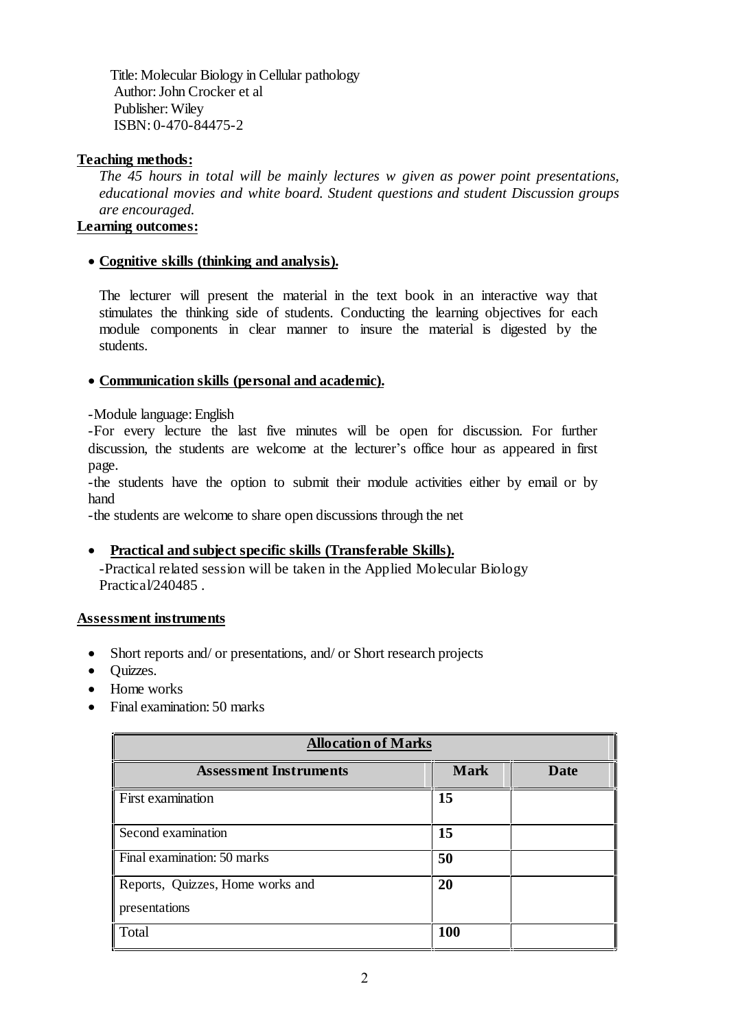Title: Molecular Biology in Cellular pathology
Author: John Crocker et al
Publisher: Wiley
ISBN: 0-470-84475-2

**Teaching methods:**

*The 45 hours in total will be mainly lectures w given as power point presentations, educational movies and white board. Student questions and student Discussion groups are encouraged.*

**Learning outcomes:**

- **Cognitive skills (thinking and analysis).**

  The lecturer will present the material in the text book in an interactive way that stimulates the thinking side of students. Conducting the learning objectives for each module components in clear manner to insure the material is digested by the students.

- **Communication skills (personal and academic).**

  -Module language: English
  -For every lecture the last five minutes will be open for discussion. For further discussion, the students are welcome at the lecturer's office hour as appeared in first page.
  -the students have the option to submit their module activities either by email or by hand
  -the students are welcome to share open discussions through the net

- **Practical and subject specific skills (Transferable Skills).**

  -Practical related session will be taken in the Applied Molecular Biology Practical/240485 .

**Assessment instruments**

- Short reports and/ or presentations, and/ or Short research projects
- Quizzes.
- Home works
- Final examination: 50 marks

| **Allocation of Marks** | | |
|---|---|---|
| **Assessment Instruments** | **Mark** | **Date** |
| First examination | **15** | |
| Second examination | **15** | |
| Final examination: 50 marks | **50** | |
| Reports, Quizzes, Home works and presentations | **20** | |
| Total | **100** | |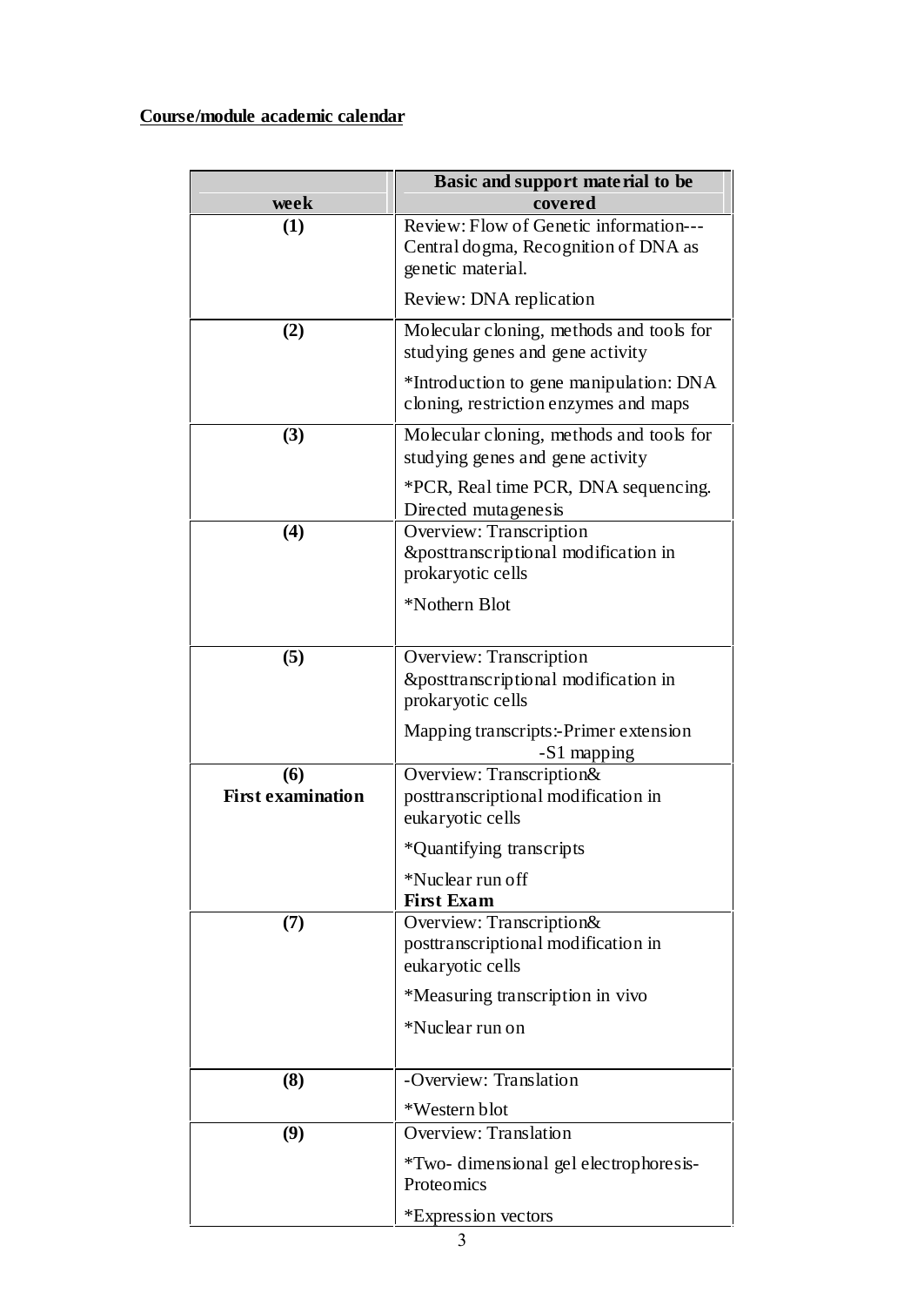**Course/module academic calendar**

| week | Basic and support material to be covered |
|---|---|
| (1) | Review: Flow of Genetic information---Central dogma, Recognition of DNA as genetic material.<br>Review: DNA replication |
| (2) | Molecular cloning, methods and tools for studying genes and gene activity<br>*Introduction to gene manipulation: DNA cloning, restriction enzymes and maps |
| (3) | Molecular cloning, methods and tools for studying genes and gene activity<br>*PCR, Real time PCR, DNA sequencing. Directed mutagenesis |
| (4) | Overview: Transcription &posttranscriptional modification in prokaryotic cells<br>*Nothern Blot |
| (5) | Overview: Transcription &posttranscriptional modification in prokaryotic cells<br>Mapping transcripts:-Primer extension<br>-S1 mapping |
| (6)<br>**First examination** | Overview: Transcription& posttranscriptional modification in eukaryotic cells<br>*Quantifying transcripts<br>*Nuclear run off<br>**First Exam** |
| (7) | Overview: Transcription& posttranscriptional modification in eukaryotic cells<br>*Measuring transcription in vivo<br>*Nuclear run on |
| (8) | -Overview: Translation<br>*Western blot |
| (9) | Overview: Translation<br>*Two- dimensional gel electrophoresis-Proteomics<br>*Expression vectors |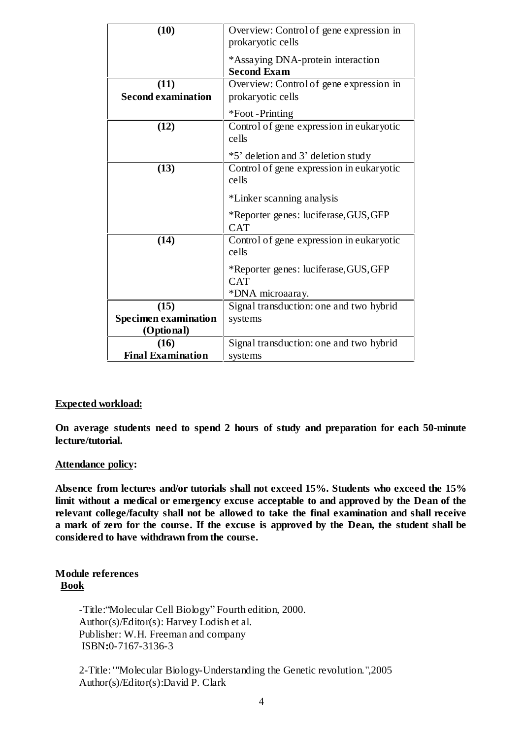| | |
|---|---|
| **(10)** | Overview: Control of gene expression in prokaryotic cells<br>*Assaying DNA-protein interaction<br>**Second Exam** |
| **(11)**<br>**Second examination** | Overview: Control of gene expression in prokaryotic cells<br>*Foot -Printing |
| **(12)** | Control of gene expression in eukaryotic cells<br>*5' deletion and 3' deletion study |
| **(13)** | Control of gene expression in eukaryotic cells<br>*Linker scanning analysis<br>*Reporter genes: luciferase,GUS,GFP CAT |
| **(14)** | Control of gene expression in eukaryotic cells<br>*Reporter genes: luciferase,GUS,GFP CAT<br>*DNA microaaray. |
| **(15)**<br>**Specimen examination (Optional)** | Signal transduction: one and two hybrid systems |
| **(16)**<br>**Final Examination** | Signal transduction: one and two hybrid systems |

**Expected workload:**

**On average students need to spend 2 hours of study and preparation for each 50-minute lecture/tutorial.**

**Attendance policy:**

**Absence from lectures and/or tutorials shall not exceed 15%. Students who exceed the 15% limit without a medical or emergency excuse acceptable to and approved by the Dean of the relevant college/faculty shall not be allowed to take the final examination and shall receive a mark of zero for the course. If the excuse is approved by the Dean, the student shall be considered to have withdrawn from the course.**

**Module references**

**Book**

-Title:"Molecular Cell Biology" Fourth edition, 2000.
Author(s)/Editor(s): Harvey Lodish et al.
Publisher: W.H. Freeman and company
ISBN:0-7167-3136-3

2-Title: '"Molecular Biology-Understanding the Genetic revolution.",2005
Author(s)/Editor(s):David P. Clark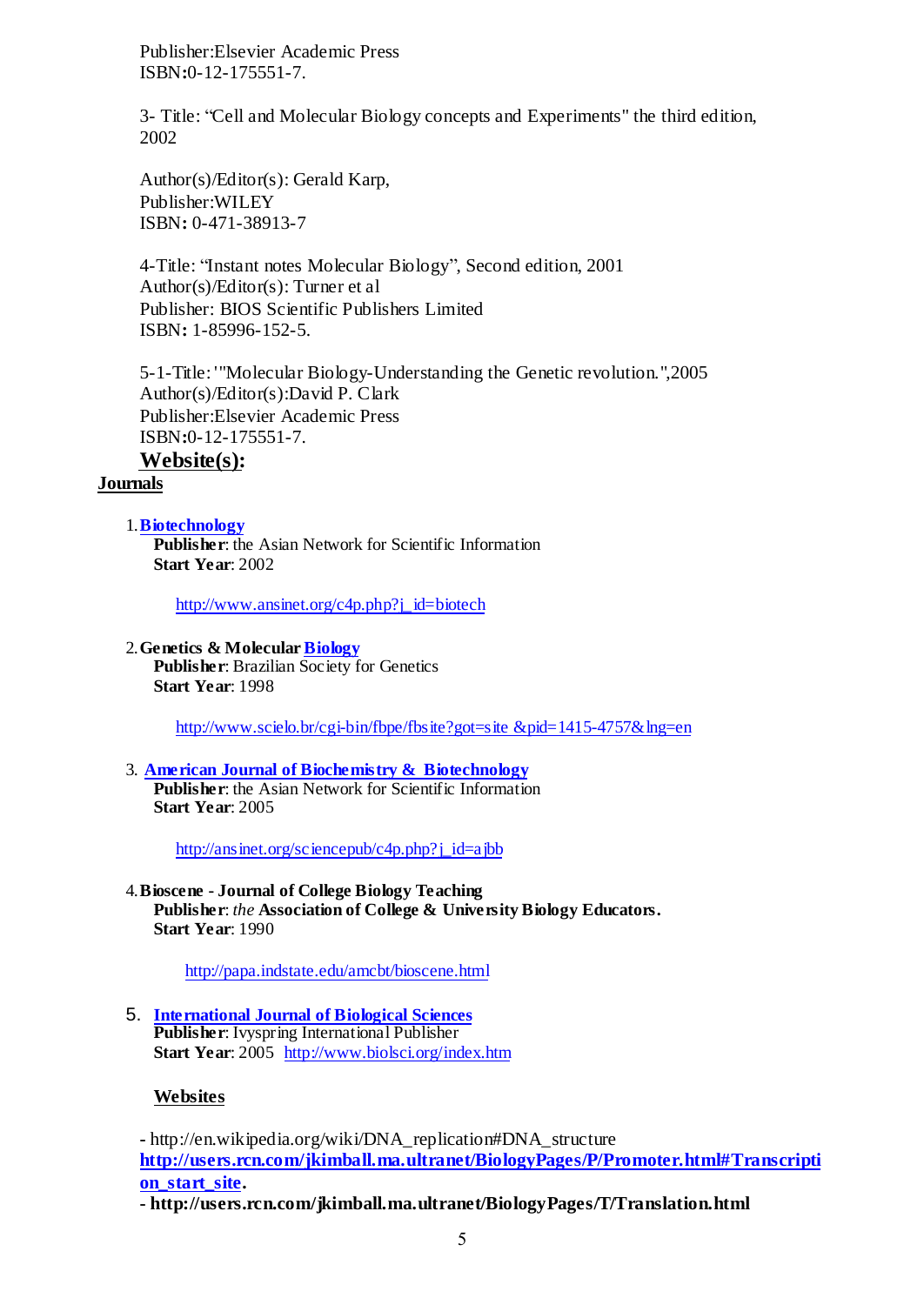Publisher:Elsevier Academic Press
ISBN:0-12-175551-7.

3- Title: "Cell and Molecular Biology concepts and Experiments" the third edition, 2002

Author(s)/Editor(s): Gerald Karp,
Publisher:WILEY
ISBN: 0-471-38913-7

4-Title: "Instant notes Molecular Biology", Second edition, 2001
Author(s)/Editor(s): Turner et al
Publisher: BIOS Scientific Publishers Limited
ISBN: 1-85996-152-5.

5-1-Title:'"Molecular Biology-Understanding the Genetic revolution.",2005
Author(s)/Editor(s):David P. Clark
Publisher:Elsevier Academic Press
ISBN:0-12-175551-7.

**Website(s):**

**Journals**

1. **Biotechnology**
   **Publisher**: the Asian Network for Scientific Information
   **Start Year**: 2002

   http://www.ansinet.org/c4p.php?j_id=biotech

2. **Genetics & Molecular Biology**
   **Publisher**: Brazilian Society for Genetics
   **Start Year**: 1998

   http://www.scielo.br/cgi-bin/fbpe/fbsite?got=site &pid=1415-4757&lng=en

3. **American Journal of Biochemistry & Biotechnology**
   **Publisher**: the Asian Network for Scientific Information
   **Start Year**: 2005

   http://ansinet.org/sciencepub/c4p.php?j_id=ajbb

4. **Bioscene - Journal of College Biology Teaching**
   **Publisher**: *the* **Association of College & University Biology Educators.**
   **Start Year**: 1990

   http://papa.indstate.edu/amcbt/bioscene.html

5. **International Journal of Biological Sciences**
   **Publisher**: Ivyspring International Publisher
   **Start Year**: 2005 http://www.biolsci.org/index.htm

**Websites**

- http://en.wikipedia.org/wiki/DNA_replication#DNA_structure
**http://users.rcn.com/jkimball.ma.ultranet/BiologyPages/P/Promoter.html#Transcription_start_site.**
**- http://users.rcn.com/jkimball.ma.ultranet/BiologyPages/T/Translation.html**